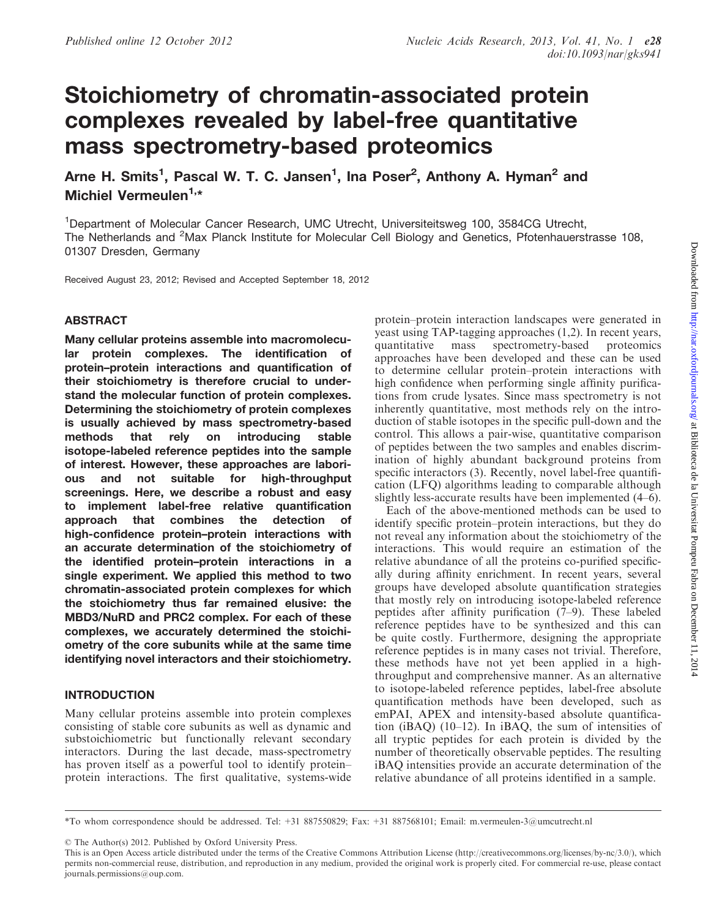# Stoichiometry of chromatin-associated protein complexes revealed by label-free quantitative mass spectrometry-based proteomics

**Arne H. Smits[1], Pascal W. T. C. Jansen[1], Ina Poser[2], Anthony A. Hyman[2] and Michiel Vermeulen[1,*]**

[1]Department of Molecular Cancer Research, UMC Utrecht, Universiteitsweg 100, 3584CG Utrecht, The Netherlands and [2]Max Planck Institute for Molecular Cell Biology and Genetics, Pfotenhauerstrasse 108, 01307 Dresden, Germany

Received August 23, 2012; Revised and Accepted September 18, 2012

## ABSTRACT

**Many cellular proteins assemble into macromolecular protein complexes. The identification of protein–protein interactions and quantification of their stoichiometry is therefore crucial to understand the molecular function of protein complexes. Determining the stoichiometry of protein complexes is usually achieved by mass spectrometry-based methods that rely on introducing stable isotope-labeled reference peptides into the sample of interest. However, these approaches are laborious and not suitable for high-throughput screenings. Here, we describe a robust and easy to implement label-free relative quantification approach that combines the detection of high-confidence protein–protein interactions with an accurate determination of the stoichiometry of the identified protein–protein interactions in a single experiment. We applied this method to two chromatin-associated protein complexes for which the stoichiometry thus far remained elusive: the MBD3/NuRD and PRC2 complex. For each of these complexes, we accurately determined the stoichiometry of the core subunits while at the same time identifying novel interactors and their stoichiometry.**

## INTRODUCTION

Many cellular proteins assemble into protein complexes consisting of stable core subunits as well as dynamic and substoichiometric but functionally relevant secondary interactors. During the last decade, mass-spectrometry has proven itself as a powerful tool to identify protein–protein interactions. The first qualitative, systems-wide protein–protein interaction landscapes were generated in yeast using TAP-tagging approaches (1,2). In recent years, quantitative mass spectrometry-based proteomics approaches have been developed and these can be used to determine cellular protein–protein interactions with high confidence when performing single affinity purifications from crude lysates. Since mass spectrometry is not inherently quantitative, most methods rely on the introduction of stable isotopes in the specific pull-down and the control. This allows a pair-wise, quantitative comparison of peptides between the two samples and enables discrimination of highly abundant background proteins from specific interactors (3). Recently, novel label-free quantification (LFQ) algorithms leading to comparable although slightly less-accurate results have been implemented (4–6).

Each of the above-mentioned methods can be used to identify specific protein–protein interactions, but they do not reveal any information about the stoichiometry of the interactions. This would require an estimation of the relative abundance of all the proteins co-purified specifically during affinity enrichment. In recent years, several groups have developed absolute quantification strategies that mostly rely on introducing isotope-labeled reference peptides after affinity purification (7–9). These labeled reference peptides have to be synthesized and this can be quite costly. Furthermore, designing the appropriate reference peptides is in many cases not trivial. Therefore, these methods have not yet been applied in a high-throughput and comprehensive manner. As an alternative to isotope-labeled reference peptides, label-free absolute quantification methods have been developed, such as emPAI, APEX and intensity-based absolute quantification (iBAQ) (10–12). In iBAQ, the sum of intensities of all tryptic peptides for each protein is divided by the number of theoretically observable peptides. The resulting iBAQ intensities provide an accurate determination of the relative abundance of all proteins identified in a sample.

*To whom correspondence should be addressed. Tel: +31 887550829; Fax: +31 887568101; Email: m.vermeulen-3@umcutrecht.nl

© The Author(s) 2012. Published by Oxford University Press.

This is an Open Access article distributed under the terms of the Creative Commons Attribution License (http://creativecommons.org/licenses/by-nc/3.0/), which permits non-commercial reuse, distribution, and reproduction in any medium, provided the original work is properly cited. For commercial re-use, please contact journals.permissions@oup.com.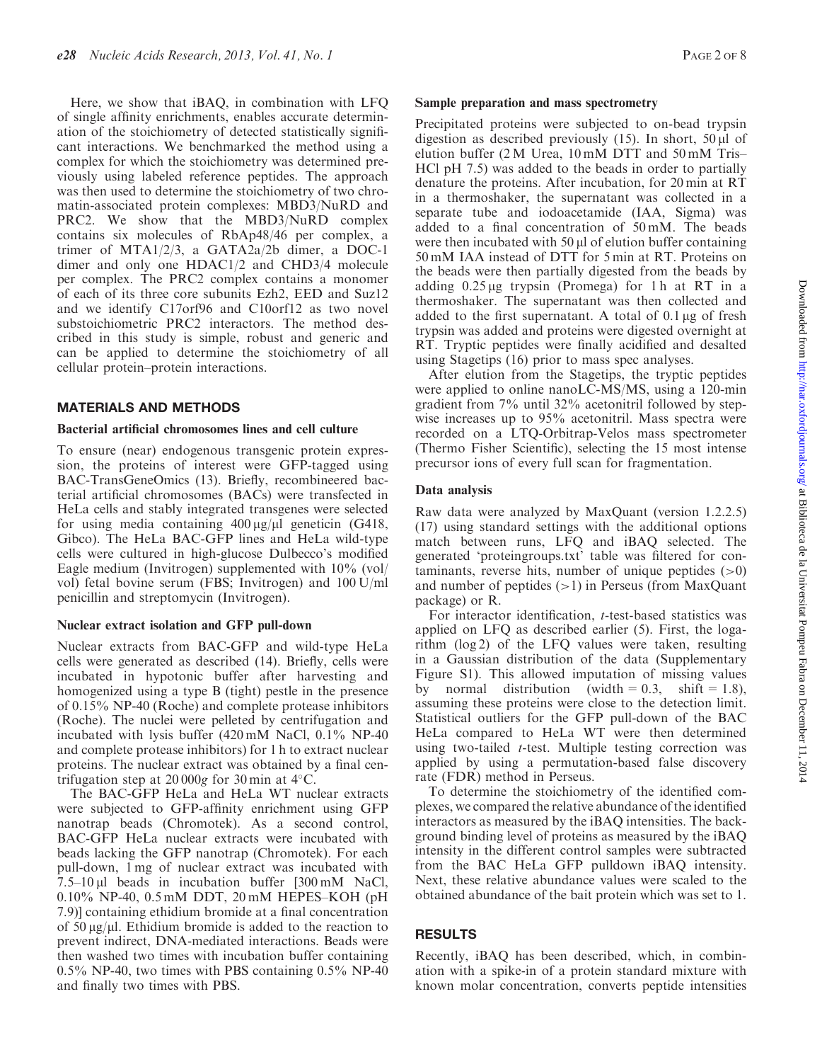Here, we show that iBAQ, in combination with LFQ of single affinity enrichments, enables accurate determination of the stoichiometry of detected statistically significant interactions. We benchmarked the method using a complex for which the stoichiometry was determined previously using labeled reference peptides. The approach was then used to determine the stoichiometry of two chromatin-associated protein complexes: MBD3/NuRD and PRC2. We show that the MBD3/NuRD complex contains six molecules of RbAp48/46 per complex, a trimer of MTA1/2/3, a GATA2a/2b dimer, a DOC-1 dimer and only one HDAC1/2 and CHD3/4 molecule per complex. The PRC2 complex contains a monomer of each of its three core subunits Ezh2, EED and Suz12 and we identify C17orf96 and C10orf12 as two novel substoichiometric PRC2 interactors. The method described in this study is simple, robust and generic and can be applied to determine the stoichiometry of all cellular protein–protein interactions.

## MATERIALS AND METHODS

### Bacterial artificial chromosomes lines and cell culture

To ensure (near) endogenous transgenic protein expression, the proteins of interest were GFP-tagged using BAC-TransGeneOmics (13). Briefly, recombineered bacterial artificial chromosomes (BACs) were transfected in HeLa cells and stably integrated transgenes were selected for using media containing 400 µg/µl geneticin (G418, Gibco). The HeLa BAC-GFP lines and HeLa wild-type cells were cultured in high-glucose Dulbecco's modified Eagle medium (Invitrogen) supplemented with 10% (vol/vol) fetal bovine serum (FBS; Invitrogen) and 100 U/ml penicillin and streptomycin (Invitrogen).

### Nuclear extract isolation and GFP pull-down

Nuclear extracts from BAC-GFP and wild-type HeLa cells were generated as described (14). Briefly, cells were incubated in hypotonic buffer after harvesting and homogenized using a type B (tight) pestle in the presence of 0.15% NP-40 (Roche) and complete protease inhibitors (Roche). The nuclei were pelleted by centrifugation and incubated with lysis buffer (420 mM NaCl, 0.1% NP-40 and complete protease inhibitors) for 1 h to extract nuclear proteins. The nuclear extract was obtained by a final centrifugation step at 20 000$g$ for 30 min at 4°C.

The BAC-GFP HeLa and HeLa WT nuclear extracts were subjected to GFP-affinity enrichment using GFP nanotrap beads (Chromotek). As a second control, BAC-GFP HeLa nuclear extracts were incubated with beads lacking the GFP nanotrap (Chromotek). For each pull-down, 1 mg of nuclear extract was incubated with 7.5–10 µl beads in incubation buffer [300 mM NaCl, 0.10% NP-40, 0.5 mM DDT, 20 mM HEPES–KOH (pH 7.9)] containing ethidium bromide at a final concentration of 50 µg/µl. Ethidium bromide is added to the reaction to prevent indirect, DNA-mediated interactions. Beads were then washed two times with incubation buffer containing 0.5% NP-40, two times with PBS containing 0.5% NP-40 and finally two times with PBS.

### Sample preparation and mass spectrometry

Precipitated proteins were subjected to on-bead trypsin digestion as described previously (15). In short, 50 µl of elution buffer (2 M Urea, 10 mM DTT and 50 mM Tris–HCl pH 7.5) was added to the beads in order to partially denature the proteins. After incubation, for 20 min at RT in a thermoshaker, the supernatant was collected in a separate tube and iodoacetamide (IAA, Sigma) was added to a final concentration of 50 mM. The beads were then incubated with 50 µl of elution buffer containing 50 mM IAA instead of DTT for 5 min at RT. Proteins on the beads were then partially digested from the beads by adding 0.25 µg trypsin (Promega) for 1 h at RT in a thermoshaker. The supernatant was then collected and added to the first supernatant. A total of 0.1 µg of fresh trypsin was added and proteins were digested overnight at RT. Tryptic peptides were finally acidified and desalted using Stagetips (16) prior to mass spec analyses.

After elution from the Stagetips, the tryptic peptides were applied to online nanoLC-MS/MS, using a 120-min gradient from 7% until 32% acetonitril followed by stepwise increases up to 95% acetonitril. Mass spectra were recorded on a LTQ-Orbitrap-Velos mass spectrometer (Thermo Fisher Scientific), selecting the 15 most intense precursor ions of every full scan for fragmentation.

### Data analysis

Raw data were analyzed by MaxQuant (version 1.2.2.5) (17) using standard settings with the additional options match between runs, LFQ and iBAQ selected. The generated 'proteingroups.txt' table was filtered for contaminants, reverse hits, number of unique peptides (>0) and number of peptides (>1) in Perseus (from MaxQuant package) or R.

For interactor identification, $t$-test-based statistics was applied on LFQ as described earlier (5). First, the logarithm (log 2) of the LFQ values were taken, resulting in a Gaussian distribution of the data (Supplementary Figure S1). This allowed imputation of missing values by normal distribution (width = 0.3, shift = 1.8), assuming these proteins were close to the detection limit. Statistical outliers for the GFP pull-down of the BAC HeLa compared to HeLa WT were then determined using two-tailed $t$-test. Multiple testing correction was applied by using a permutation-based false discovery rate (FDR) method in Perseus.

To determine the stoichiometry of the identified complexes, we compared the relative abundance of the identified interactors as measured by the iBAQ intensities. The background binding level of proteins as measured by the iBAQ intensity in the different control samples were subtracted from the BAC HeLa GFP pulldown iBAQ intensity. Next, these relative abundance values were scaled to the obtained abundance of the bait protein which was set to 1.

## RESULTS

Recently, iBAQ has been described, which, in combination with a spike-in of a protein standard mixture with known molar concentration, converts peptide intensities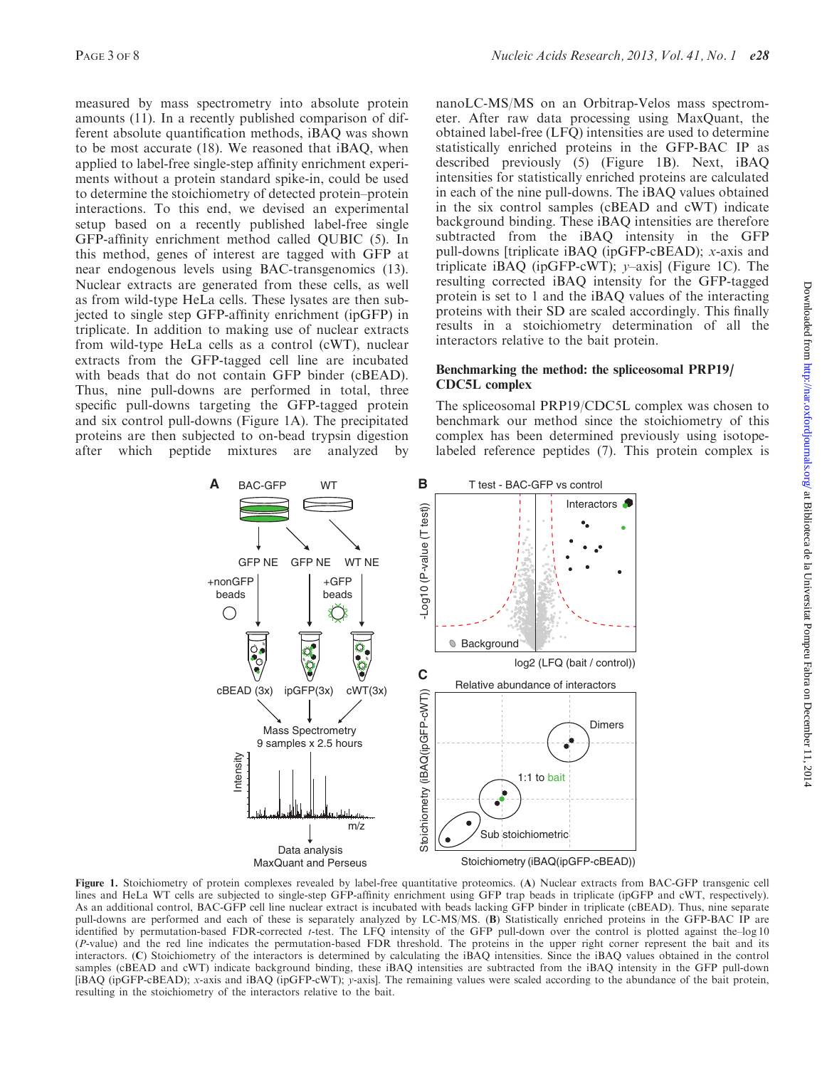measured by mass spectrometry into absolute protein amounts (11). In a recently published comparison of different absolute quantification methods, iBAQ was shown to be most accurate (18). We reasoned that iBAQ, when applied to label-free single-step affinity enrichment experiments without a protein standard spike-in, could be used to determine the stoichiometry of detected protein–protein interactions. To this end, we devised an experimental setup based on a recently published label-free single GFP-affinity enrichment method called QUBIC (5). In this method, genes of interest are tagged with GFP at near endogenous levels using BAC-transgenomics (13). Nuclear extracts are generated from these cells, as well as from wild-type HeLa cells. These lysates are then subjected to single step GFP-affinity enrichment (ipGFP) in triplicate. In addition to making use of nuclear extracts from wild-type HeLa cells as a control (cWT), nuclear extracts from the GFP-tagged cell line are incubated with beads that do not contain GFP binder (cBEAD). Thus, nine pull-downs are performed in total, three specific pull-downs targeting the GFP-tagged protein and six control pull-downs (Figure 1A). The precipitated proteins are then subjected to on-bead trypsin digestion after which peptide mixtures are analyzed by nanoLC-MS/MS on an Orbitrap-Velos mass spectrometer. After raw data processing using MaxQuant, the obtained label-free (LFQ) intensities are used to determine statistically enriched proteins in the GFP-BAC IP as described previously (5) (Figure 1B). Next, iBAQ intensities for statistically enriched proteins are calculated in each of the nine pull-downs. The iBAQ values obtained in the six control samples (cBEAD and cWT) indicate background binding. These iBAQ intensities are therefore subtracted from the iBAQ intensity in the GFP pull-downs [triplicate iBAQ (ipGFP-cBEAD); *x*-axis and triplicate iBAQ (ipGFP-cWT); *y*–axis] (Figure 1C). The resulting corrected iBAQ intensity for the GFP-tagged protein is set to 1 and the iBAQ values of the interacting proteins with their SD are scaled accordingly. This finally results in a stoichiometry determination of all the interactors relative to the bait protein.

## Benchmarking the method: the spliceosomal PRP19/CDC5L complex

The spliceosomal PRP19/CDC5L complex was chosen to benchmark our method since the stoichiometry of this complex has been determined previously using isotope-labeled reference peptides (7). This protein complex is

**Figure 1.** Stoichiometry of protein complexes revealed by label-free quantitative proteomics. (**A**) Nuclear extracts from BAC-GFP transgenic cell lines and HeLa WT cells are subjected to single-step GFP-affinity enrichment using GFP trap beads in triplicate (ipGFP and cWT, respectively). As an additional control, BAC-GFP cell line nuclear extract is incubated with beads lacking GFP binder in triplicate (cBEAD). Thus, nine separate pull-downs are performed and each of these is separately analyzed by LC-MS/MS. (**B**) Statistically enriched proteins in the GFP-BAC IP are identified by permutation-based FDR-corrected *t*-test. The LFQ intensity of the GFP pull-down over the control is plotted against the–log10 (*P*-value) and the red line indicates the permutation-based FDR threshold. The proteins in the upper right corner represent the bait and its interactors. (**C**) Stoichiometry of the interactors is determined by calculating the iBAQ intensities. Since the iBAQ values obtained in the control samples (cBEAD and cWT) indicate background binding, these iBAQ intensities are subtracted from the iBAQ intensity in the GFP pull-down [iBAQ (ipGFP-cBEAD); *x*-axis and iBAQ (ipGFP-cWT); *y*-axis]. The remaining values were scaled according to the abundance of the bait protein, resulting in the stoichiometry of the interactors relative to the bait.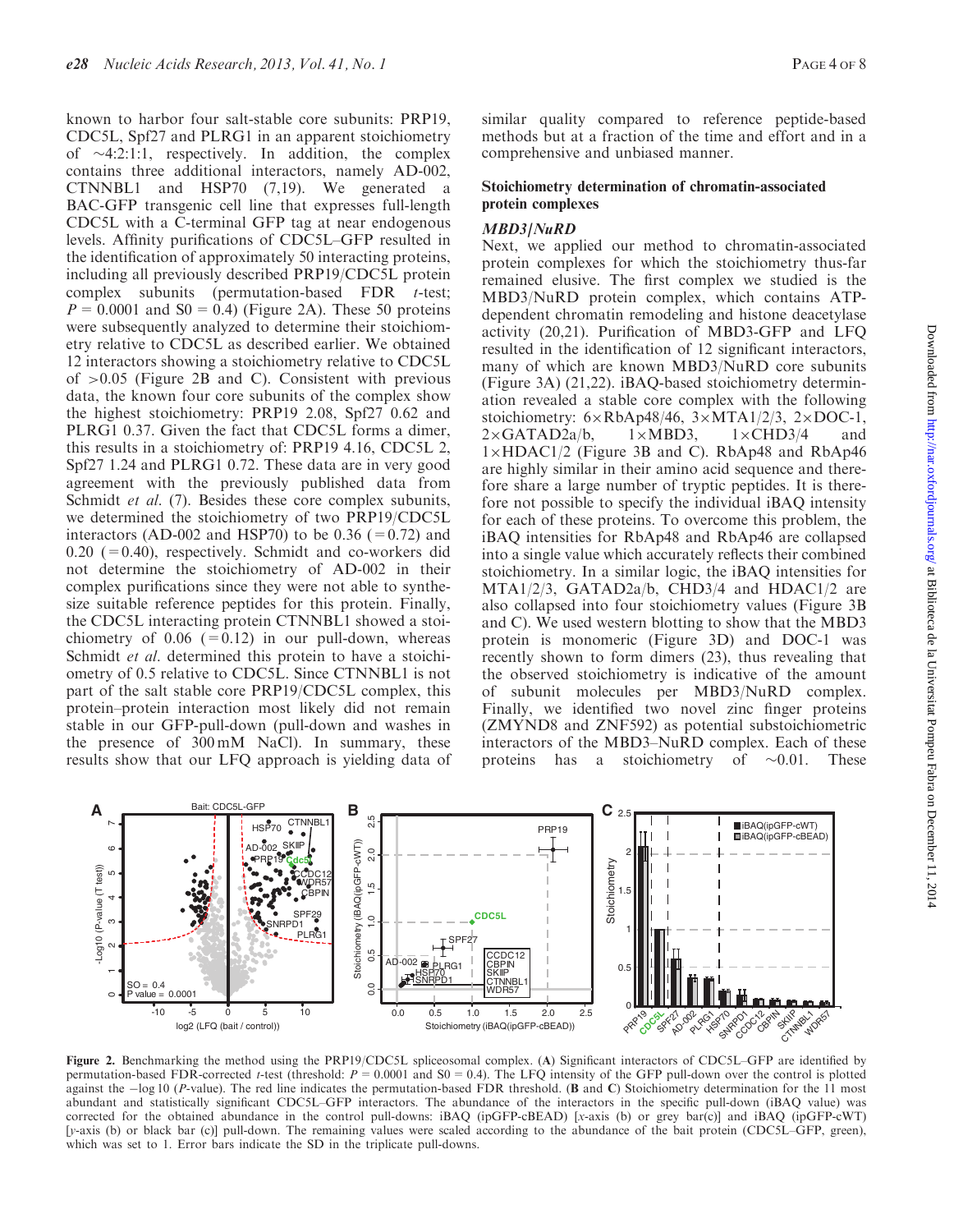known to harbor four salt-stable core subunits: PRP19, CDC5L, Spf27 and PLRG1 in an apparent stoichiometry of ~4:2:1:1, respectively. In addition, the complex contains three additional interactors, namely AD-002, CTNNBL1 and HSP70 (7,19). We generated a BAC-GFP transgenic cell line that expresses full-length CDC5L with a C-terminal GFP tag at near endogenous levels. Affinity purifications of CDC5L–GFP resulted in the identification of approximately 50 interacting proteins, including all previously described PRP19/CDC5L protein complex subunits (permutation-based FDR $t$-test; $P = 0.0001$ and $S0 = 0.4$) (Figure 2A). These 50 proteins were subsequently analyzed to determine their stoichiometry relative to CDC5L as described earlier. We obtained 12 interactors showing a stoichiometry relative to CDC5L of >0.05 (Figure 2B and C). Consistent with previous data, the known four core subunits of the complex show the highest stoichiometry: PRP19 2.08, Spf27 0.62 and PLRG1 0.37. Given the fact that CDC5L forms a dimer, this results in a stoichiometry of: PRP19 4.16, CDC5L 2, Spf27 1.24 and PLRG1 0.72. These data are in very good agreement with the previously published data from Schmidt *et al.* (7). Besides these core complex subunits, we determined the stoichiometry of two PRP19/CDC5L interactors (AD-002 and HSP70) to be 0.36 (=0.72) and 0.20 (=0.40), respectively. Schmidt and co-workers did not determine the stoichiometry of AD-002 in their complex purifications since they were not able to synthesize suitable reference peptides for this protein. Finally, the CDC5L interacting protein CTNNBL1 showed a stoichiometry of 0.06 (=0.12) in our pull-down, whereas Schmidt *et al.* determined this protein to have a stoichiometry of 0.5 relative to CDC5L. Since CTNNBL1 is not part of the salt stable core PRP19/CDC5L complex, this protein–protein interaction most likely did not remain stable in our GFP-pull-down (pull-down and washes in the presence of 300 mM NaCl). In summary, these results show that our LFQ approach is yielding data of similar quality compared to reference peptide-based methods but at a fraction of the time and effort and in a comprehensive and unbiased manner.

## Stoichiometry determination of chromatin-associated protein complexes

### *MBD3/NuRD*

Next, we applied our method to chromatin-associated protein complexes for which the stoichiometry thus-far remained elusive. The first complex we studied is the MBD3/NuRD protein complex, which contains ATP-dependent chromatin remodeling and histone deacetylase activity (20,21). Purification of MBD3-GFP and LFQ resulted in the identification of 12 significant interactors, many of which are known MBD3/NuRD core subunits (Figure 3A) (21,22). iBAQ-based stoichiometry determination revealed a stable core complex with the following stoichiometry: 6×RbAp48/46, 3×MTA1/2/3, 2×DOC-1, 2×GATAD2a/b, 1×MBD3, 1×CHD3/4 and 1×HDAC1/2 (Figure 3B and C). RbAp48 and RbAp46 are highly similar in their amino acid sequence and therefore share a large number of tryptic peptides. It is therefore not possible to specify the individual iBAQ intensity for each of these proteins. To overcome this problem, the iBAQ intensities for RbAp48 and RbAp46 are collapsed into a single value which accurately reflects their combined stoichiometry. In a similar logic, the iBAQ intensities for MTA1/2/3, GATAD2a/b, CHD3/4 and HDAC1/2 are also collapsed into four stoichiometry values (Figure 3B and C). We used western blotting to show that the MBD3 protein is monomeric (Figure 3D) and DOC-1 was recently shown to form dimers (23), thus revealing that the observed stoichiometry is indicative of the amount of subunit molecules per MBD3/NuRD complex. Finally, we identified two novel zinc finger proteins (ZMYND8 and ZNF592) as potential substoichiometric interactors of the MBD3–NuRD complex. Each of these proteins has a stoichiometry of ~0.01. These

**Figure 2.** Benchmarking the method using the PRP19/CDC5L spliceosomal complex. (**A**) Significant interactors of CDC5L–GFP are identified by permutation-based FDR-corrected $t$-test (threshold: $P = 0.0001$ and $S0 = 0.4$). The LFQ intensity of the GFP pull-down over the control is plotted against the −log 10 ($P$-value). The red line indicates the permutation-based FDR threshold. (**B** and **C**) Stoichiometry determination for the 11 most abundant and statistically significant CDC5L–GFP interactors. The abundance of the interactors in the specific pull-down (iBAQ value) was corrected for the obtained abundance in the control pull-downs: iBAQ (ipGFP-cBEAD) [$x$-axis (b) or grey bar(c)] and iBAQ (ipGFP-cWT) [$y$-axis (b) or black bar (c)] pull-down. The remaining values were scaled according to the abundance of the bait protein (CDC5L–GFP, green), which was set to 1. Error bars indicate the SD in the triplicate pull-downs.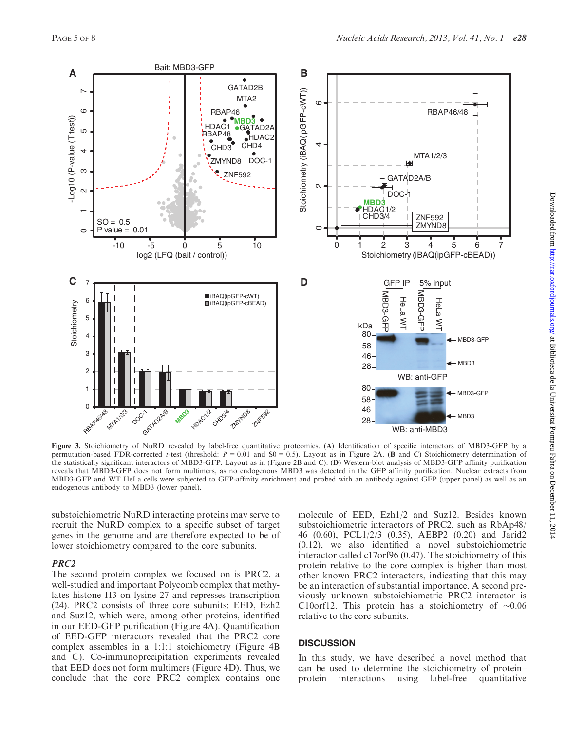**Figure 3.** Stoichiometry of NuRD revealed by label-free quantitative proteomics. (**A**) Identification of specific interactors of MBD3-GFP by a permutation-based FDR-corrected *t*-test (threshold: $P = 0.01$ and $S0 = 0.5$). Layout as in Figure 2A. (**B** and **C**) Stoichiometry determination of the statistically significant interactors of MBD3-GFP. Layout as in (Figure 2B and C). (**D**) Western-blot analysis of MBD3-GFP affinity purification reveals that MBD3-GFP does not form multimers, as no endogenous MBD3 was detected in the GFP affinity purification. Nuclear extracts from MBD3-GFP and WT HeLa cells were subjected to GFP-affinity enrichment and probed with an antibody against GFP (upper panel) as well as an endogenous antibody to MBD3 (lower panel).

substoichiometric NuRD interacting proteins may serve to recruit the NuRD complex to a specific subset of target genes in the genome and are therefore expected to be of lower stoichiometry compared to the core subunits.

### *PRC2*

The second protein complex we focused on is PRC2, a well-studied and important Polycomb complex that methylates histone H3 on lysine 27 and represses transcription (24). PRC2 consists of three core subunits: EED, Ezh2 and Suz12, which were, among other proteins, identified in our EED-GFP purification (Figure 4A). Quantification of EED-GFP interactors revealed that the PRC2 core complex assembles in a 1:1:1 stoichiometry (Figure 4B and C). Co-immunoprecipitation experiments revealed that EED does not form multimers (Figure 4D). Thus, we conclude that the core PRC2 complex contains one molecule of EED, Ezh1/2 and Suz12. Besides known substoichiometric interactors of PRC2, such as RbAp48/46 (0.60), PCL1/2/3 (0.35), AEBP2 (0.20) and Jarid2 (0.12), we also identified a novel substoichiometric interactor called c17orf96 (0.47). The stoichiometry of this protein relative to the core complex is higher than most other known PRC2 interactors, indicating that this may be an interaction of substantial importance. A second previously unknown substoichiometric PRC2 interactor is C10orf12. This protein has a stoichiometry of ~0.06 relative to the core subunits.

## DISCUSSION

In this study, we have described a novel method that can be used to determine the stoichiometry of protein–protein interactions using label-free quantitative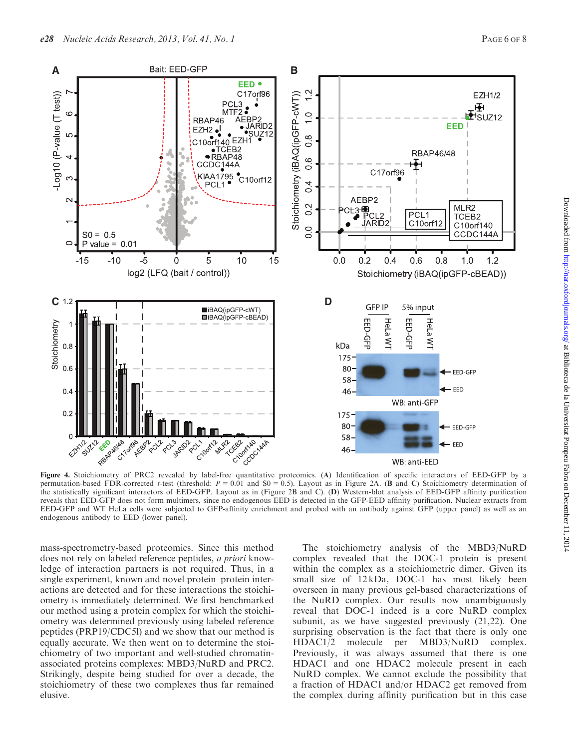**Figure 4.** Stoichiometry of PRC2 revealed by label-free quantitative proteomics. (**A**) Identification of specific interactors of EED-GFP by a permutation-based FDR-corrected *t*-test (threshold: $P = 0.01$ and $S0 = 0.5$). Layout as in Figure 2A. (**B** and **C**) Stoichiometry determination of the statistically significant interactors of EED-GFP. Layout as in (Figure 2B and C). (**D**) Western-blot analysis of EED-GFP affinity purification reveals that EED-GFP does not form multimers, since no endogenous EED is detected in the GFP-EED affinity purification. Nuclear extracts from EED-GFP and WT HeLa cells were subjected to GFP-affinity enrichment and probed with an antibody against GFP (upper panel) as well as an endogenous antibody to EED (lower panel).

mass-spectrometry-based proteomics. Since this method does not rely on labeled reference peptides, *a priori* knowledge of interaction partners is not required. Thus, in a single experiment, known and novel protein–protein interactions are detected and for these interactions the stoichiometry is immediately determined. We first benchmarked our method using a protein complex for which the stoichiometry was determined previously using labeled reference peptides (PRP19/CDC5l) and we show that our method is equally accurate. We then went on to determine the stoichiometry of two important and well-studied chromatin-associated proteins complexes: MBD3/NuRD and PRC2. Strikingly, despite being studied for over a decade, the stoichiometry of these two complexes thus far remained elusive.

The stoichiometry analysis of the MBD3/NuRD complex revealed that the DOC-1 protein is present within the complex as a stoichiometric dimer. Given its small size of 12 kDa, DOC-1 has most likely been overseen in many previous gel-based characterizations of the NuRD complex. Our results now unambiguously reveal that DOC-1 indeed is a core NuRD complex subunit, as we have suggested previously (21,22). One surprising observation is the fact that there is only one HDAC1/2 molecule per MBD3/NuRD complex. Previously, it was always assumed that there is one HDAC1 and one HDAC2 molecule present in each NuRD complex. We cannot exclude the possibility that a fraction of HDAC1 and/or HDAC2 get removed from the complex during affinity purification but in this case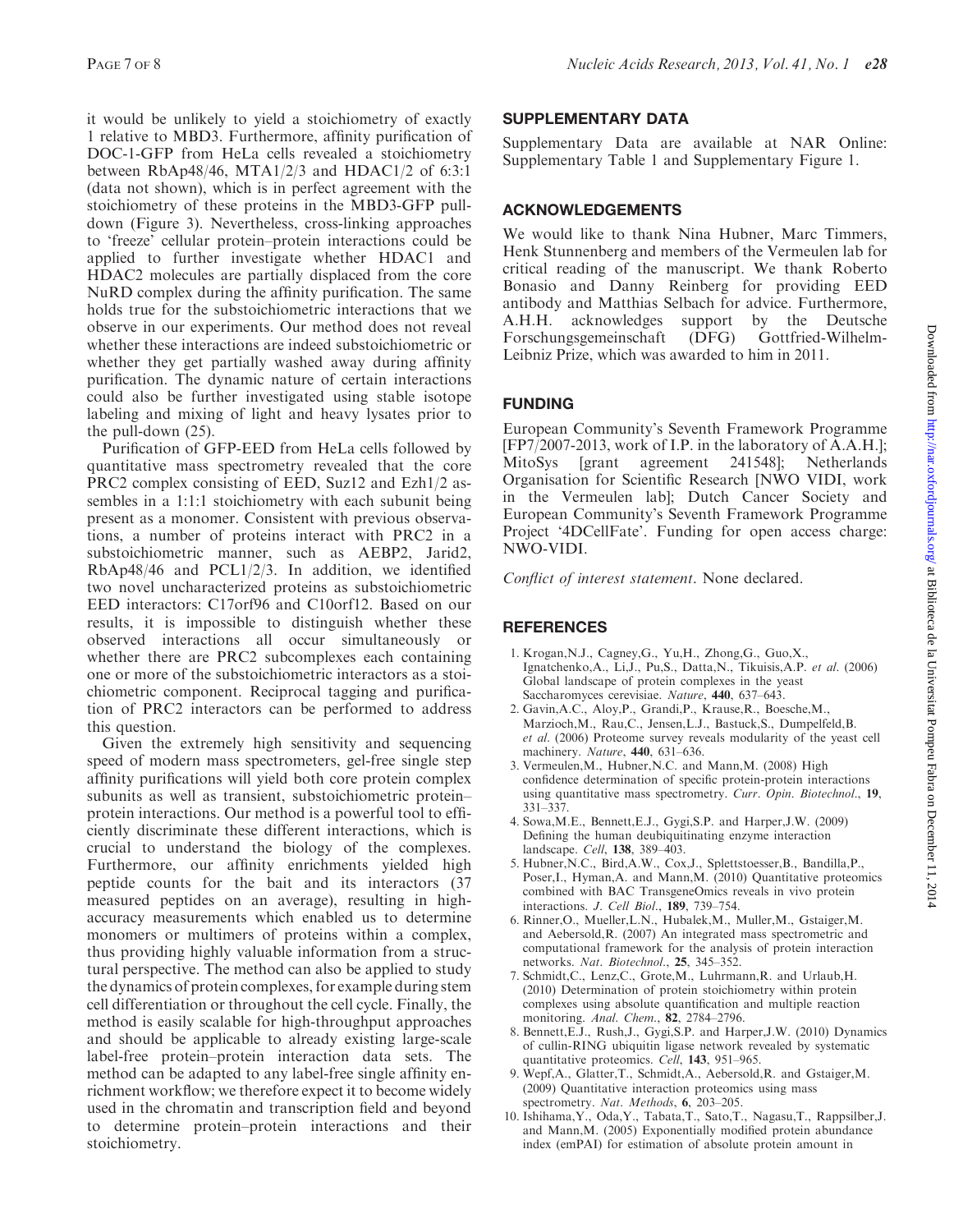it would be unlikely to yield a stoichiometry of exactly 1 relative to MBD3. Furthermore, affinity purification of DOC-1-GFP from HeLa cells revealed a stoichiometry between RbAp48/46, MTA1/2/3 and HDAC1/2 of 6:3:1 (data not shown), which is in perfect agreement with the stoichiometry of these proteins in the MBD3-GFP pull-down (Figure 3). Nevertheless, cross-linking approaches to 'freeze' cellular protein–protein interactions could be applied to further investigate whether HDAC1 and HDAC2 molecules are partially displaced from the core NuRD complex during the affinity purification. The same holds true for the substoichiometric interactions that we observe in our experiments. Our method does not reveal whether these interactions are indeed substoichiometric or whether they get partially washed away during affinity purification. The dynamic nature of certain interactions could also be further investigated using stable isotope labeling and mixing of light and heavy lysates prior to the pull-down (25).

Purification of GFP-EED from HeLa cells followed by quantitative mass spectrometry revealed that the core PRC2 complex consisting of EED, Suz12 and Ezh1/2 assembles in a 1:1:1 stoichiometry with each subunit being present as a monomer. Consistent with previous observations, a number of proteins interact with PRC2 in a substoichiometric manner, such as AEBP2, Jarid2, RbAp48/46 and PCL1/2/3. In addition, we identified two novel uncharacterized proteins as substoichiometric EED interactors: C17orf96 and C10orf12. Based on our results, it is impossible to distinguish whether these observed interactions all occur simultaneously or whether there are PRC2 subcomplexes each containing one or more of the substoichiometric interactors as a stoichiometric component. Reciprocal tagging and purification of PRC2 interactors can be performed to address this question.

Given the extremely high sensitivity and sequencing speed of modern mass spectrometers, gel-free single step affinity purifications will yield both core protein complex subunits as well as transient, substoichiometric protein–protein interactions. Our method is a powerful tool to efficiently discriminate these different interactions, which is crucial to understand the biology of the complexes. Furthermore, our affinity enrichments yielded high peptide counts for the bait and its interactors (37 measured peptides on an average), resulting in high-accuracy measurements which enabled us to determine monomers or multimers of proteins within a complex, thus providing highly valuable information from a structural perspective. The method can also be applied to study the dynamics of protein complexes, for example during stem cell differentiation or throughout the cell cycle. Finally, the method is easily scalable for high-throughput approaches and should be applicable to already existing large-scale label-free protein–protein interaction data sets. The method can be adapted to any label-free single affinity enrichment workflow; we therefore expect it to become widely used in the chromatin and transcription field and beyond to determine protein–protein interactions and their stoichiometry.

## SUPPLEMENTARY DATA

Supplementary Data are available at NAR Online: Supplementary Table 1 and Supplementary Figure 1.

## ACKNOWLEDGEMENTS

We would like to thank Nina Hubner, Marc Timmers, Henk Stunnenberg and members of the Vermeulen lab for critical reading of the manuscript. We thank Roberto Bonasio and Danny Reinberg for providing EED antibody and Matthias Selbach for advice. Furthermore, A.H.H. acknowledges support by the Deutsche Forschungsgemeinschaft (DFG) Gottfried-Wilhelm-Leibniz Prize, which was awarded to him in 2011.

## FUNDING

European Community's Seventh Framework Programme [FP7/2007-2013, work of I.P. in the laboratory of A.A.H.]; MitoSys [grant agreement 241548]; Netherlands Organisation for Scientific Research [NWO VIDI, work in the Vermeulen lab]; Dutch Cancer Society and European Community's Seventh Framework Programme Project '4DCellFate'. Funding for open access charge: NWO-VIDI.

*Conflict of interest statement*. None declared.

## REFERENCES

1. Krogan,N.J., Cagney,G., Yu,H., Zhong,G., Guo,X., Ignatchenko,A., Li,J., Pu,S., Datta,N., Tikuisis,A.P. *et al*. (2006) Global landscape of protein complexes in the yeast Saccharomyces cerevisiae. *Nature*, **440**, 637–643.
2. Gavin,A.C., Aloy,P., Grandi,P., Krause,R., Boesche,M., Marzioch,M., Rau,C., Jensen,L.J., Bastuck,S., Dumpelfeld,B. *et al*. (2006) Proteome survey reveals modularity of the yeast cell machinery. *Nature*, **440**, 631–636.
3. Vermeulen,M., Hubner,N.C. and Mann,M. (2008) High confidence determination of specific protein-protein interactions using quantitative mass spectrometry. *Curr. Opin. Biotechnol.*, **19**, 331–337.
4. Sowa,M.E., Bennett,E.J., Gygi,S.P. and Harper,J.W. (2009) Defining the human deubiquitinating enzyme interaction landscape. *Cell*, **138**, 389–403.
5. Hubner,N.C., Bird,A.W., Cox,J., Splettstoesser,B., Bandilla,P., Poser,I., Hyman,A. and Mann,M. (2010) Quantitative proteomics combined with BAC TransgeneOmics reveals in vivo protein interactions. *J. Cell Biol.*, **189**, 739–754.
6. Rinner,O., Mueller,L.N., Hubalek,M., Muller,M., Gstaiger,M. and Aebersold,R. (2007) An integrated mass spectrometric and computational framework for the analysis of protein interaction networks. *Nat. Biotechnol.*, **25**, 345–352.
7. Schmidt,C., Lenz,C., Grote,M., Luhrmann,R. and Urlaub,H. (2010) Determination of protein stoichiometry within protein complexes using absolute quantification and multiple reaction monitoring. *Anal. Chem.*, **82**, 2784–2796.
8. Bennett,E.J., Rush,J., Gygi,S.P. and Harper,J.W. (2010) Dynamics of cullin-RING ubiquitin ligase network revealed by systematic quantitative proteomics. *Cell*, **143**, 951–965.
9. Wepf,A., Glatter,T., Schmidt,A., Aebersold,R. and Gstaiger,M. (2009) Quantitative interaction proteomics using mass spectrometry. *Nat. Methods*, **6**, 203–205.
10. Ishihama,Y., Oda,Y., Tabata,T., Sato,T., Nagasu,T., Rappsilber,J. and Mann,M. (2005) Exponentially modified protein abundance index (emPAI) for estimation of absolute protein amount in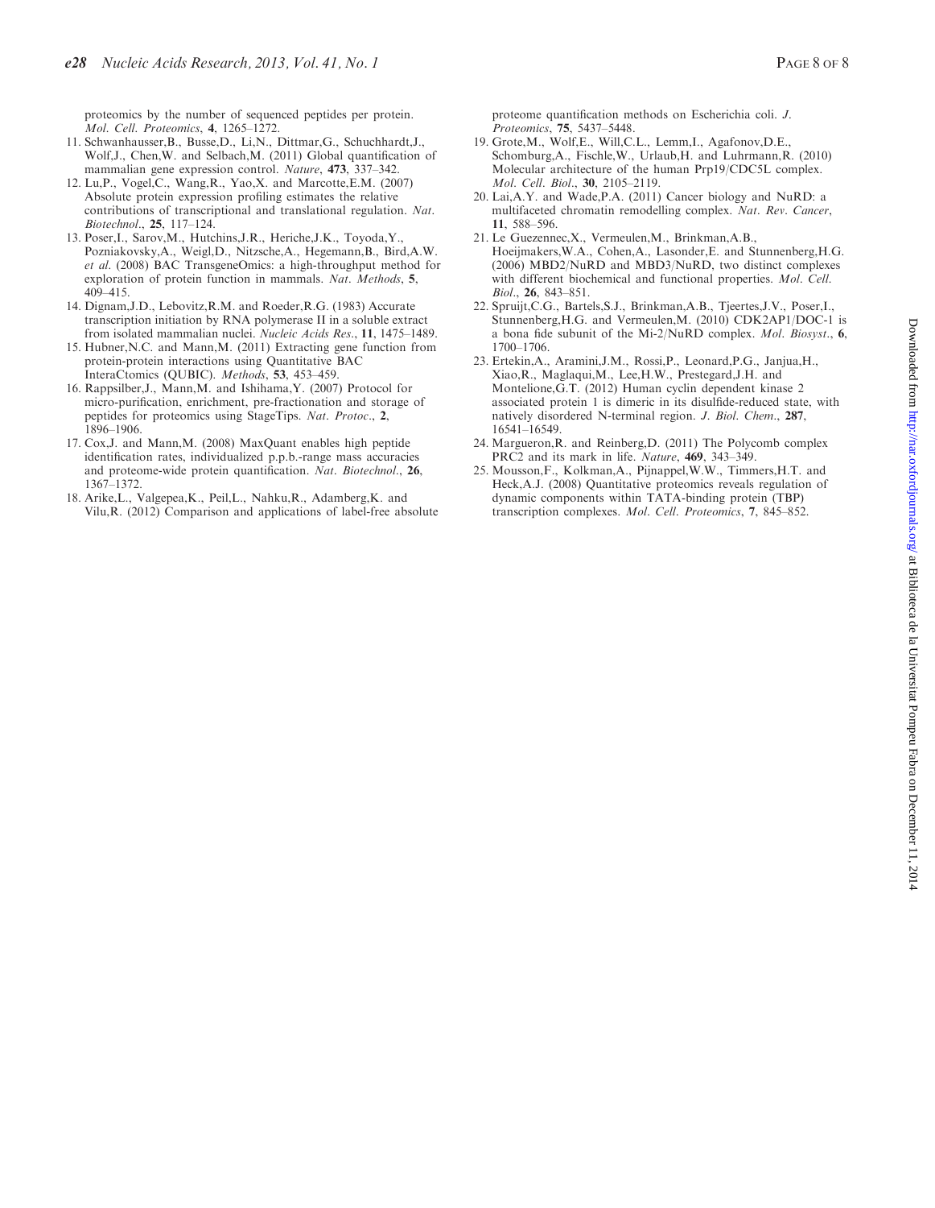proteomics by the number of sequenced peptides per protein. *Mol. Cell. Proteomics*, **4**, 1265–1272.

11. Schwanhausser,B., Busse,D., Li,N., Dittmar,G., Schuchhardt,J., Wolf,J., Chen,W. and Selbach,M. (2011) Global quantification of mammalian gene expression control. *Nature*, **473**, 337–342.
12. Lu,P., Vogel,C., Wang,R., Yao,X. and Marcotte,E.M. (2007) Absolute protein expression profiling estimates the relative contributions of transcriptional and translational regulation. *Nat. Biotechnol.*, **25**, 117–124.
13. Poser,I., Sarov,M., Hutchins,J.R., Heriche,J.K., Toyoda,Y., Pozniakovsky,A., Weigl,D., Nitzsche,A., Hegemann,B., Bird,A.W. *et al.* (2008) BAC TransgeneOmics: a high-throughput method for exploration of protein function in mammals. *Nat. Methods*, **5**, 409–415.
14. Dignam,J.D., Lebovitz,R.M. and Roeder,R.G. (1983) Accurate transcription initiation by RNA polymerase II in a soluble extract from isolated mammalian nuclei. *Nucleic Acids Res.*, **11**, 1475–1489.
15. Hubner,N.C. and Mann,M. (2011) Extracting gene function from protein-protein interactions using Quantitative BAC InteraCtomics (QUBIC). *Methods*, **53**, 453–459.
16. Rappsilber,J., Mann,M. and Ishihama,Y. (2007) Protocol for micro-purification, enrichment, pre-fractionation and storage of peptides for proteomics using StageTips. *Nat. Protoc.*, **2**, 1896–1906.
17. Cox,J. and Mann,M. (2008) MaxQuant enables high peptide identification rates, individualized p.p.b.-range mass accuracies and proteome-wide protein quantification. *Nat. Biotechnol.*, **26**, 1367–1372.
18. Arike,L., Valgepea,K., Peil,L., Nahku,R., Adamberg,K. and Vilu,R. (2012) Comparison and applications of label-free absolute proteome quantification methods on Escherichia coli. *J. Proteomics*, **75**, 5437–5448.
19. Grote,M., Wolf,E., Will,C.L., Lemm,I., Agafonov,D.E., Schomburg,A., Fischle,W., Urlaub,H. and Luhrmann,R. (2010) Molecular architecture of the human Prp19/CDC5L complex. *Mol. Cell. Biol.*, **30**, 2105–2119.
20. Lai,A.Y. and Wade,P.A. (2011) Cancer biology and NuRD: a multifaceted chromatin remodelling complex. *Nat. Rev. Cancer*, **11**, 588–596.
21. Le Guezennec,X., Vermeulen,M., Brinkman,A.B., Hoeijmakers,W.A., Cohen,A., Lasonder,E. and Stunnenberg,H.G. (2006) MBD2/NuRD and MBD3/NuRD, two distinct complexes with different biochemical and functional properties. *Mol. Cell. Biol.*, **26**, 843–851.
22. Spruijt,C.G., Bartels,S.J., Brinkman,A.B., Tjeertes,J.V., Poser,I., Stunnenberg,H.G. and Vermeulen,M. (2010) CDK2AP1/DOC-1 is a bona fide subunit of the Mi-2/NuRD complex. *Mol. Biosyst.*, **6**, 1700–1706.
23. Ertekin,A., Aramini,J.M., Rossi,P., Leonard,P.G., Janjua,H., Xiao,R., Maglaqui,M., Lee,H.W., Prestegard,J.H. and Montelione,G.T. (2012) Human cyclin dependent kinase 2 associated protein 1 is dimeric in its disulfide-reduced state, with natively disordered N-terminal region. *J. Biol. Chem.*, **287**, 16541–16549.
24. Margueron,R. and Reinberg,D. (2011) The Polycomb complex PRC2 and its mark in life. *Nature*, **469**, 343–349.
25. Mousson,F., Kolkman,A., Pijnappel,W.W., Timmers,H.T. and Heck,A.J. (2008) Quantitative proteomics reveals regulation of dynamic components within TATA-binding protein (TBP) transcription complexes. *Mol. Cell. Proteomics*, **7**, 845–852.